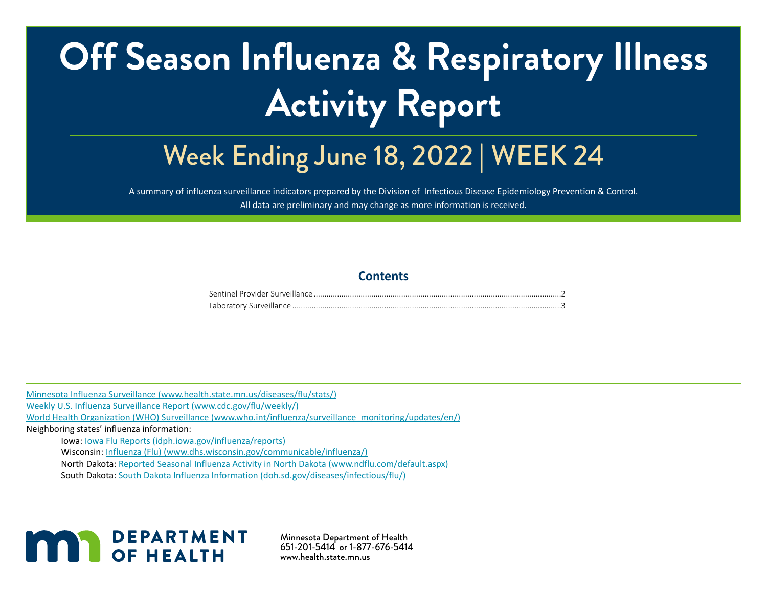# Off Season Influenza & Respiratory Illness Activity Report

## Week Ending June 18, 2022 | WEEK 24

A summary of influenza surveillance indicators prepared by the Division of Infectious Disease Epidemiology Prevention & Control.

All data are preliminary and may change as more information is received.

### Contents

Sentinel Provider Surveillance ........................................................................................................................2

Laboratory Surveillance ................................................................................................................................3

[Minnesota Influenza Surveillance (www.health.state.mn.us/diseases/flu/stats/)](www.health.state.mn.us/diseases/flu/stats/)

[Weekly U.S. Influenza Surveillance Report (www.cdc.gov/flu/weekly/)](www.cdc.gov/flu/weekly/)

[World Health Organization (WHO) Surveillance (www.who.int/influenza/surveillance_monitoring/updates/en/)](www.who.int/influenza/surveillance_monitoring/updates/en/)

Neighboring states' influenza information:

- Iowa: [Iowa Flu Reports (idph.iowa.gov/influenza/reports)](idph.iowa.gov/influenza/reports)
- Wisconsin: [Influenza (Flu) (www.dhs.wisconsin.gov/communicable/influenza/)](www.dhs.wisconsin.gov/communicable/influenza/)
- North Dakota: [Reported Seasonal Influenza Activity in North Dakota (www.ndflu.com/default.aspx)](www.ndflu.com/default.aspx)
- South Dakota: [South Dakota Influenza Information (doh.sd.gov/diseases/infectious/flu/)](doh.sd.gov/diseases/infectious/flu/)

DEPARTMENT OF HEALTH

Minnesota Department of Health
651-201-5414 or 1-877-676-5414
www.health.state.mn.us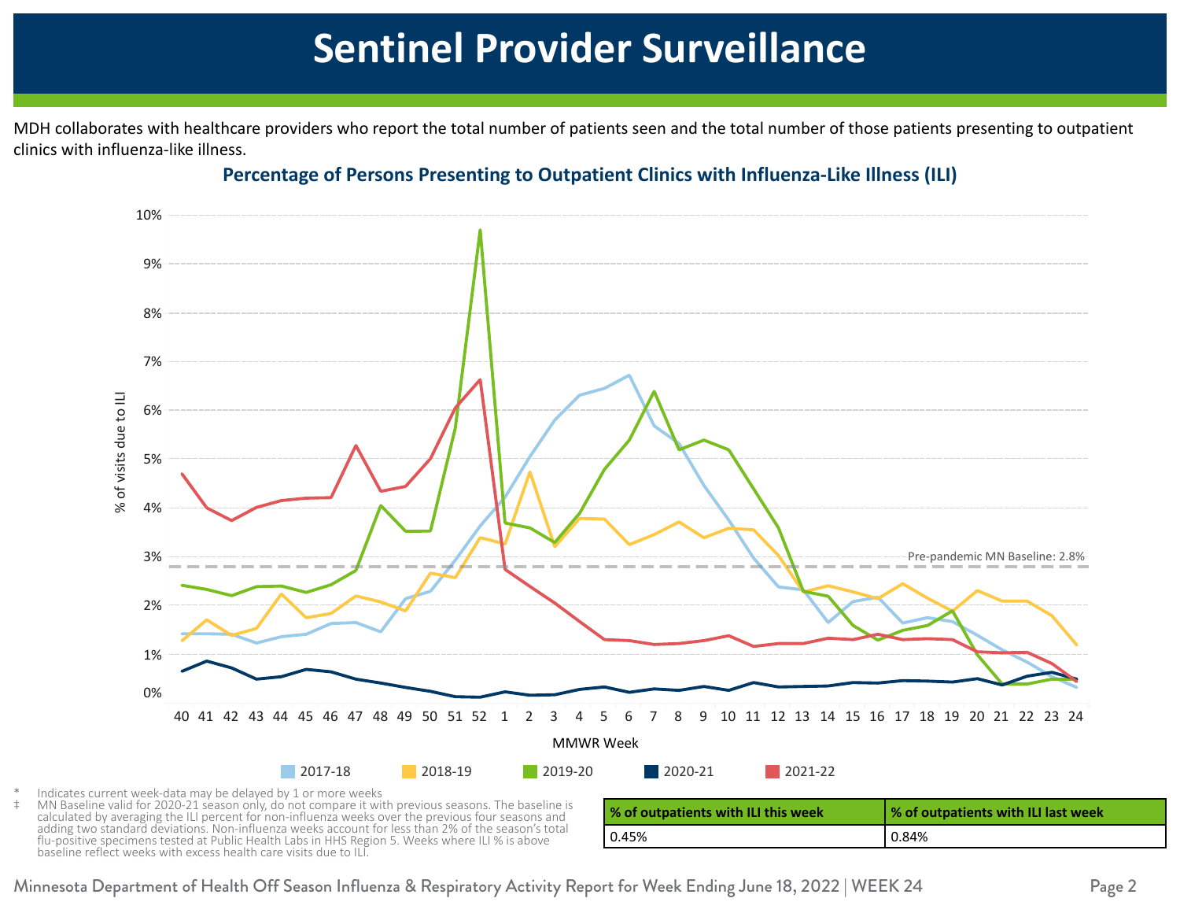# Sentinel Provider Surveillance

MDH collaborates with healthcare providers who report the total number of patients seen and the total number of those patients presenting to outpatient clinics with influenza-like illness.

**Percentage of Persons Presenting to Outpatient Clinics with Influenza-Like Illness (ILI)**

\* Indicates current week-data may be delayed by 1 or more weeks

‡ MN Baseline valid for 2020-21 season only, do not compare it with previous seasons. The baseline is calculated by averaging the ILI percent for non-influenza weeks over the previous four seasons and adding two standard deviations. Non-influenza weeks account for less than 2% of the season's total flu-positive specimens tested at Public Health Labs in HHS Region 5. Weeks where ILI % is above baseline reflect weeks with excess health care visits due to ILI.

| % of outpatients with ILI this week | % of outpatients with ILI last week |
| --- | --- |
| 0.45% | 0.84% |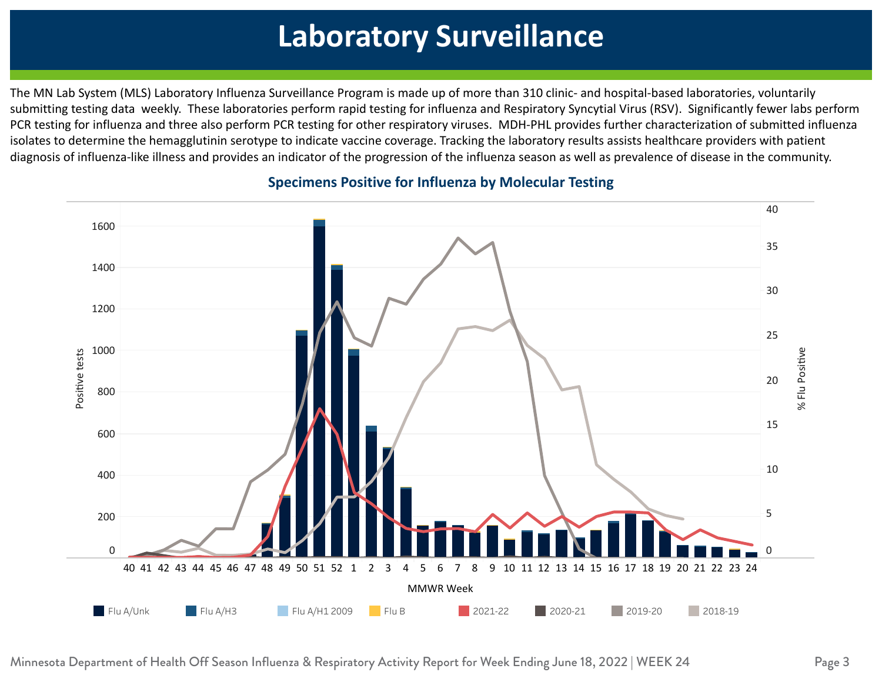# Laboratory Surveillance

The MN Lab System (MLS) Laboratory Influenza Surveillance Program is made up of more than 310 clinic- and hospital-based laboratories, voluntarily submitting testing data weekly. These laboratories perform rapid testing for influenza and Respiratory Syncytial Virus (RSV). Significantly fewer labs perform PCR testing for influenza and three also perform PCR testing for other respiratory viruses. MDH-PHL provides further characterization of submitted influenza isolates to determine the hemagglutinin serotype to indicate vaccine coverage. Tracking the laboratory results assists healthcare providers with patient diagnosis of influenza-like illness and provides an indicator of the progression of the influenza season as well as prevalence of disease in the community.

### Specimens Positive for Influenza by Molecular Testing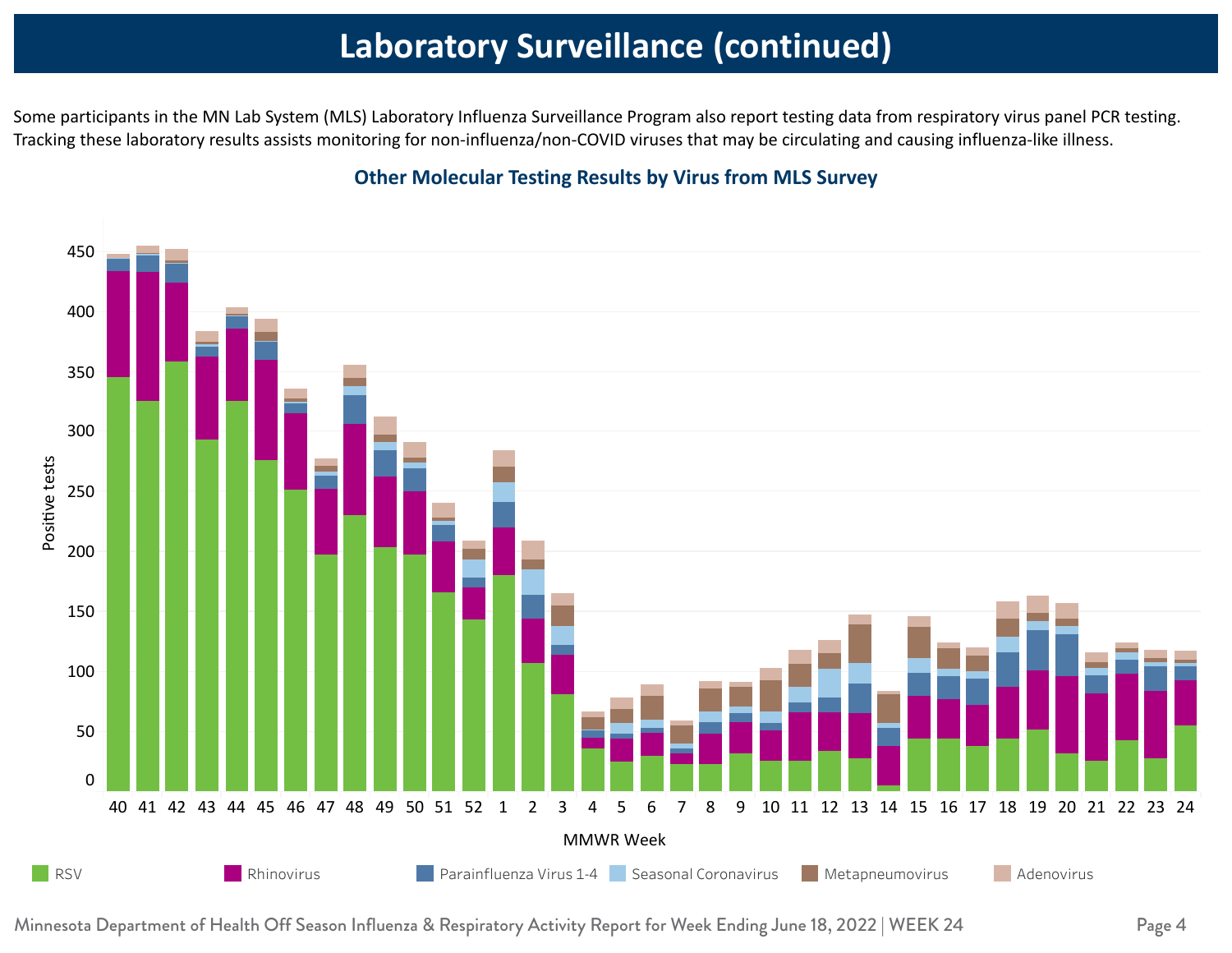# Laboratory Surveillance (continued)

Some participants in the MN Lab System (MLS) Laboratory Influenza Surveillance Program also report testing data from respiratory virus panel PCR testing. Tracking these laboratory results assists monitoring for non-influenza/non-COVID viruses that may be circulating and causing influenza-like illness.

### Other Molecular Testing Results by Virus from MLS Survey

Positive tests

0
50
100
150
200
250
300
350
400
450

40 41 42 43 44 45 46 47 48 49 50 51 52 1 2 3 4 5 6 7 8 9 10 11 12 13 14 15 16 17 18 19 20 21 22 23 24

MMWR Week

RSV
Rhinovirus
Parainfluenza Virus 1-4
Seasonal Coronavirus
Metapneumovirus
Adenovirus